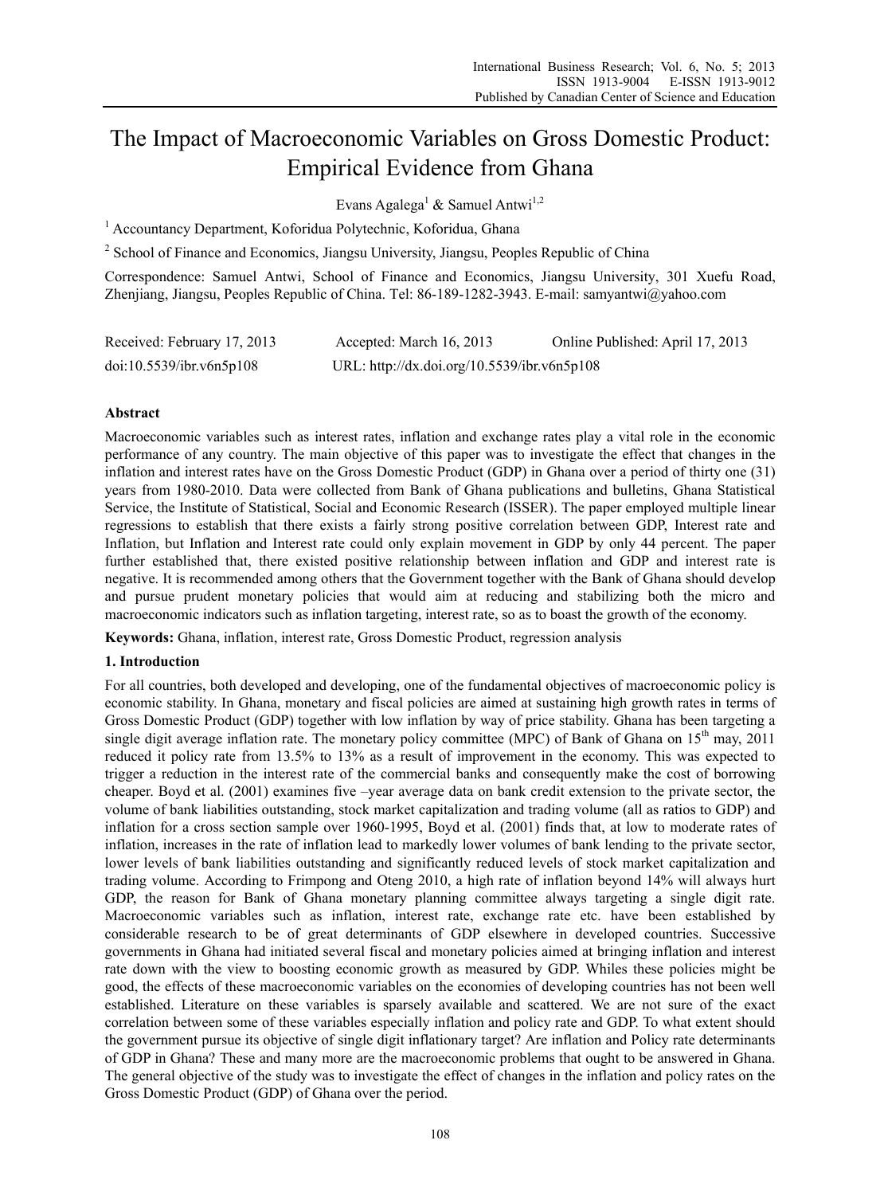# The Impact of Macroeconomic Variables on Gross Domestic Product: Empirical Evidence from Ghana

Evans Agalega[1] & Samuel Antwi[1,2]

[1] Accountancy Department, Koforidua Polytechnic, Koforidua, Ghana

[2] School of Finance and Economics, Jiangsu University, Jiangsu, Peoples Republic of China

Correspondence: Samuel Antwi, School of Finance and Economics, Jiangsu University, 301 Xuefu Road, Zhenjiang, Jiangsu, Peoples Republic of China. Tel: 86-189-1282-3943. E-mail: samyantwi@yahoo.com

Received: February 17, 2013 Accepted: March 16, 2013 Online Published: April 17, 2013

doi:10.5539/ibr.v6n5p108 URL: http://dx.doi.org/10.5539/ibr.v6n5p108

## Abstract

Macroeconomic variables such as interest rates, inflation and exchange rates play a vital role in the economic performance of any country. The main objective of this paper was to investigate the effect that changes in the inflation and interest rates have on the Gross Domestic Product (GDP) in Ghana over a period of thirty one (31) years from 1980-2010. Data were collected from Bank of Ghana publications and bulletins, Ghana Statistical Service, the Institute of Statistical, Social and Economic Research (ISSER). The paper employed multiple linear regressions to establish that there exists a fairly strong positive correlation between GDP, Interest rate and Inflation, but Inflation and Interest rate could only explain movement in GDP by only 44 percent. The paper further established that, there existed positive relationship between inflation and GDP and interest rate is negative. It is recommended among others that the Government together with the Bank of Ghana should develop and pursue prudent monetary policies that would aim at reducing and stabilizing both the micro and macroeconomic indicators such as inflation targeting, interest rate, so as to boast the growth of the economy.

**Keywords:** Ghana, inflation, interest rate, Gross Domestic Product, regression analysis

## 1. Introduction

For all countries, both developed and developing, one of the fundamental objectives of macroeconomic policy is economic stability. In Ghana, monetary and fiscal policies are aimed at sustaining high growth rates in terms of Gross Domestic Product (GDP) together with low inflation by way of price stability. Ghana has been targeting a single digit average inflation rate. The monetary policy committee (MPC) of Bank of Ghana on 15th may, 2011 reduced it policy rate from 13.5% to 13% as a result of improvement in the economy. This was expected to trigger a reduction in the interest rate of the commercial banks and consequently make the cost of borrowing cheaper. Boyd et al. (2001) examines five –year average data on bank credit extension to the private sector, the volume of bank liabilities outstanding, stock market capitalization and trading volume (all as ratios to GDP) and inflation for a cross section sample over 1960-1995, Boyd et al. (2001) finds that, at low to moderate rates of inflation, increases in the rate of inflation lead to markedly lower volumes of bank lending to the private sector, lower levels of bank liabilities outstanding and significantly reduced levels of stock market capitalization and trading volume. According to Frimpong and Oteng 2010, a high rate of inflation beyond 14% will always hurt GDP, the reason for Bank of Ghana monetary planning committee always targeting a single digit rate. Macroeconomic variables such as inflation, interest rate, exchange rate etc. have been established by considerable research to be of great determinants of GDP elsewhere in developed countries. Successive governments in Ghana had initiated several fiscal and monetary policies aimed at bringing inflation and interest rate down with the view to boosting economic growth as measured by GDP. Whiles these policies might be good, the effects of these macroeconomic variables on the economies of developing countries has not been well established. Literature on these variables is sparsely available and scattered. We are not sure of the exact correlation between some of these variables especially inflation and policy rate and GDP. To what extent should the government pursue its objective of single digit inflationary target? Are inflation and Policy rate determinants of GDP in Ghana? These and many more are the macroeconomic problems that ought to be answered in Ghana. The general objective of the study was to investigate the effect of changes in the inflation and policy rates on the Gross Domestic Product (GDP) of Ghana over the period.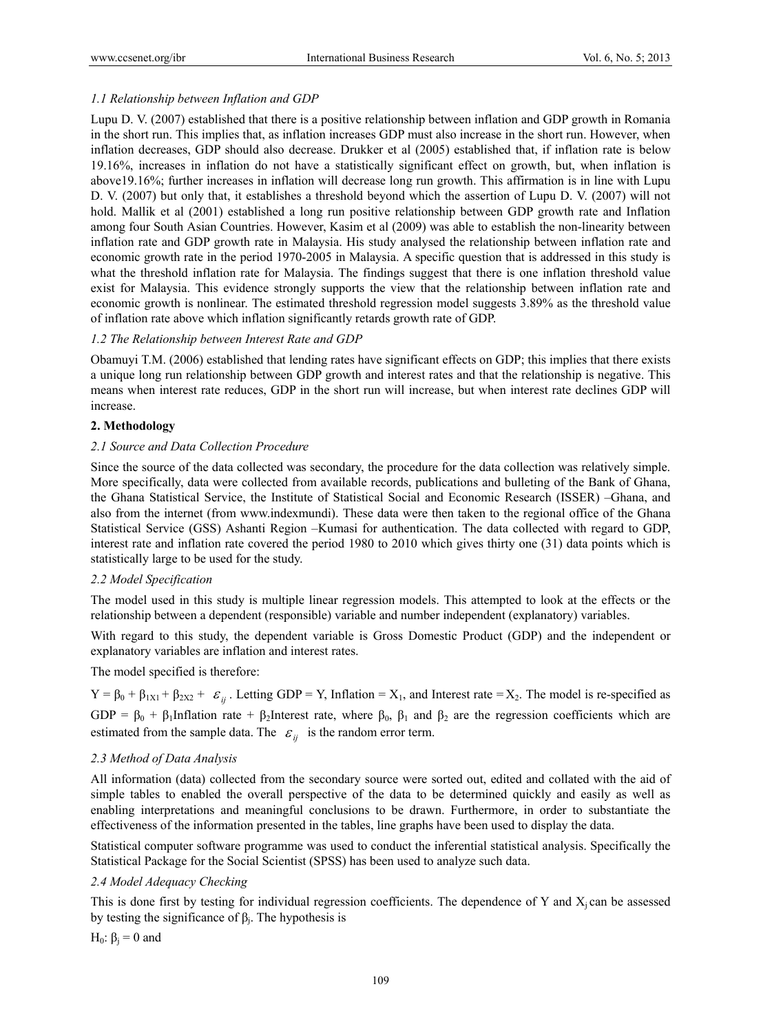### *1.1 Relationship between Inflation and GDP*

Lupu D. V. (2007) established that there is a positive relationship between inflation and GDP growth in Romania in the short run. This implies that, as inflation increases GDP must also increase in the short run. However, when inflation decreases, GDP should also decrease. Drukker et al (2005) established that, if inflation rate is below 19.16%, increases in inflation do not have a statistically significant effect on growth, but, when inflation is above19.16%; further increases in inflation will decrease long run growth. This affirmation is in line with Lupu D. V. (2007) but only that, it establishes a threshold beyond which the assertion of Lupu D. V. (2007) will not hold. Mallik et al (2001) established a long run positive relationship between GDP growth rate and Inflation among four South Asian Countries. However, Kasim et al (2009) was able to establish the non-linearity between inflation rate and GDP growth rate in Malaysia. His study analysed the relationship between inflation rate and economic growth rate in the period 1970-2005 in Malaysia. A specific question that is addressed in this study is what the threshold inflation rate for Malaysia. The findings suggest that there is one inflation threshold value exist for Malaysia. This evidence strongly supports the view that the relationship between inflation rate and economic growth is nonlinear. The estimated threshold regression model suggests 3.89% as the threshold value of inflation rate above which inflation significantly retards growth rate of GDP.

### *1.2 The Relationship between Interest Rate and GDP*

Obamuyi T.M. (2006) established that lending rates have significant effects on GDP; this implies that there exists a unique long run relationship between GDP growth and interest rates and that the relationship is negative. This means when interest rate reduces, GDP in the short run will increase, but when interest rate declines GDP will increase.

## **2. Methodology**

### *2.1 Source and Data Collection Procedure*

Since the source of the data collected was secondary, the procedure for the data collection was relatively simple. More specifically, data were collected from available records, publications and bulleting of the Bank of Ghana, the Ghana Statistical Service, the Institute of Statistical Social and Economic Research (ISSER) –Ghana, and also from the internet (from www.indexmundi). These data were then taken to the regional office of the Ghana Statistical Service (GSS) Ashanti Region –Kumasi for authentication. The data collected with regard to GDP, interest rate and inflation rate covered the period 1980 to 2010 which gives thirty one (31) data points which is statistically large to be used for the study.

### *2.2 Model Specification*

The model used in this study is multiple linear regression models. This attempted to look at the effects or the relationship between a dependent (responsible) variable and number independent (explanatory) variables.

With regard to this study, the dependent variable is Gross Domestic Product (GDP) and the independent or explanatory variables are inflation and interest rates.

The model specified is therefore:

$Y = \beta_0 + \beta_{1X1} + \beta_{2X2} + \varepsilon_{ij}$. Letting GDP = Y, Inflation = $X_1$, and Interest rate = $X_2$. The model is re-specified as GDP = $\beta_0$ + $\beta_1$Inflation rate + $\beta_2$Interest rate, where $\beta_0$, $\beta_1$ and $\beta_2$ are the regression coefficients which are estimated from the sample data. The $\varepsilon_{ij}$ is the random error term.

### *2.3 Method of Data Analysis*

All information (data) collected from the secondary source were sorted out, edited and collated with the aid of simple tables to enabled the overall perspective of the data to be determined quickly and easily as well as enabling interpretations and meaningful conclusions to be drawn. Furthermore, in order to substantiate the effectiveness of the information presented in the tables, line graphs have been used to display the data.

Statistical computer software programme was used to conduct the inferential statistical analysis. Specifically the Statistical Package for the Social Scientist (SPSS) has been used to analyze such data.

### *2.4 Model Adequacy Checking*

This is done first by testing for individual regression coefficients. The dependence of Y and $X_j$ can be assessed by testing the significance of $\beta_j$. The hypothesis is

$H_0$: $\beta_j = 0$ and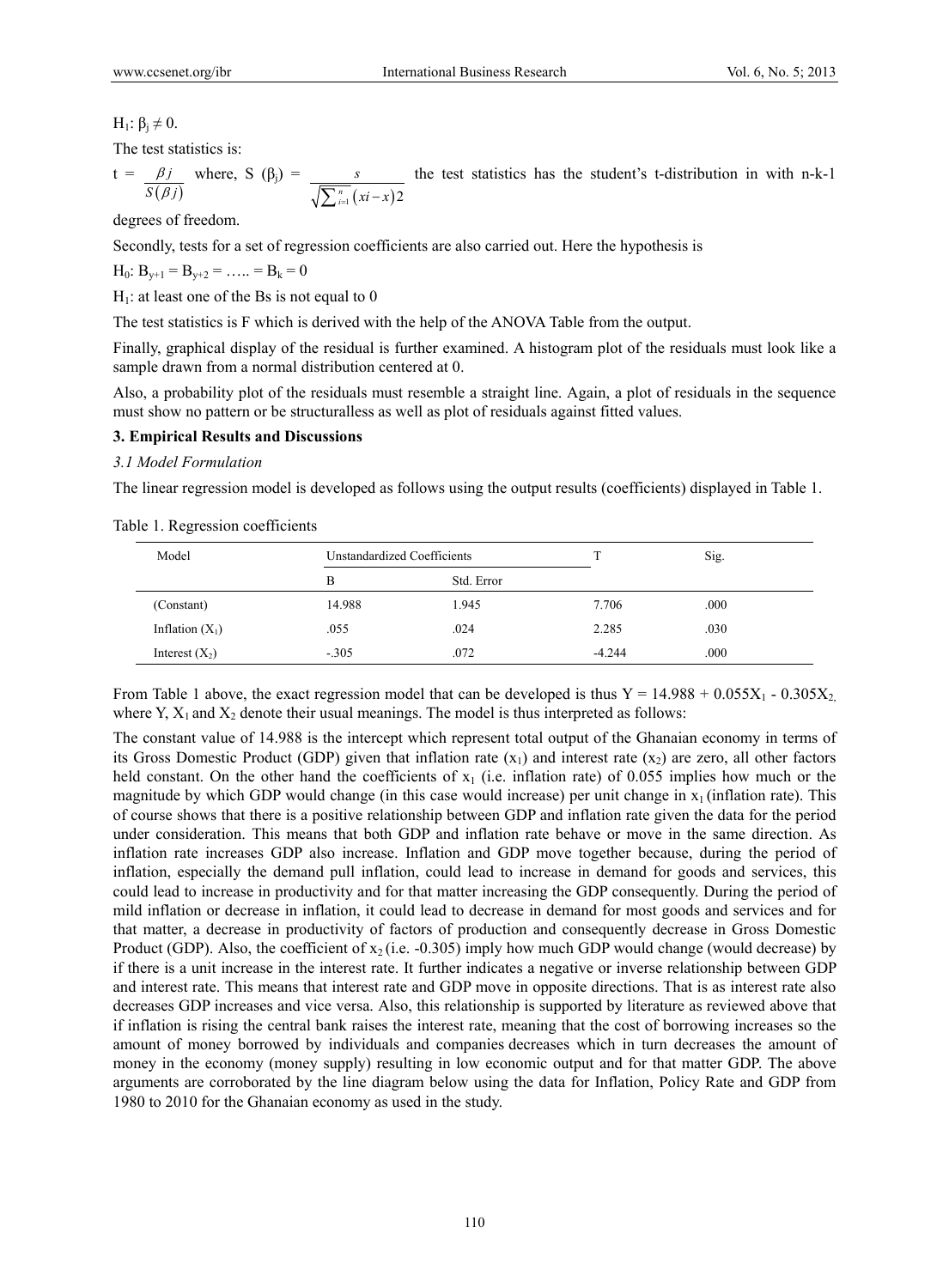$H_1$: $\beta_j \neq 0$.

The test statistics is:

$t = \frac{\beta j}{S(\beta j)}$ where, $S(\beta_j) = \frac{s}{\sqrt{\sum_{i=1}^{n}(xi - x)2}}$ the test statistics has the student's t-distribution in with n-k-1 degrees of freedom.

Secondly, tests for a set of regression coefficients are also carried out. Here the hypothesis is

$H_0$: $B_{y+1} = B_{y+2} = \ldots.. = B_k = 0$

$H_1$: at least one of the Bs is not equal to 0

The test statistics is F which is derived with the help of the ANOVA Table from the output.

Finally, graphical display of the residual is further examined. A histogram plot of the residuals must look like a sample drawn from a normal distribution centered at 0.

Also, a probability plot of the residuals must resemble a straight line. Again, a plot of residuals in the sequence must show no pattern or be structuralless as well as plot of residuals against fitted values.

## 3. Empirical Results and Discussions

### *3.1 Model Formulation*

The linear regression model is developed as follows using the output results (coefficients) displayed in Table 1.

Table 1. Regression coefficients

| Model | Unstandardized Coefficients | | T | Sig. |
|---|---|---|---|---|
| | B | Std. Error | | |
| (Constant) | 14.988 | 1.945 | 7.706 | .000 |
| Inflation ($X_1$) | .055 | .024 | 2.285 | .030 |
| Interest ($X_2$) | -.305 | .072 | -4.244 | .000 |

From Table 1 above, the exact regression model that can be developed is thus $Y = 14.988 + 0.055X_1 - 0.305X_2$, where Y, $X_1$ and $X_2$ denote their usual meanings. The model is thus interpreted as follows:

The constant value of 14.988 is the intercept which represent total output of the Ghanaian economy in terms of its Gross Domestic Product (GDP) given that inflation rate ($x_1$) and interest rate ($x_2$) are zero, all other factors held constant. On the other hand the coefficients of $x_1$ (i.e. inflation rate) of 0.055 implies how much or the magnitude by which GDP would change (in this case would increase) per unit change in $x_1$ (inflation rate). This of course shows that there is a positive relationship between GDP and inflation rate given the data for the period under consideration. This means that both GDP and inflation rate behave or move in the same direction. As inflation rate increases GDP also increase. Inflation and GDP move together because, during the period of inflation, especially the demand pull inflation, could lead to increase in demand for goods and services, this could lead to increase in productivity and for that matter increasing the GDP consequently. During the period of mild inflation or decrease in inflation, it could lead to decrease in demand for most goods and services and for that matter, a decrease in productivity of factors of production and consequently decrease in Gross Domestic Product (GDP). Also, the coefficient of $x_2$ (i.e. -0.305) imply how much GDP would change (would decrease) by if there is a unit increase in the interest rate. It further indicates a negative or inverse relationship between GDP and interest rate. This means that interest rate and GDP move in opposite directions. That is as interest rate also decreases GDP increases and vice versa. Also, this relationship is supported by literature as reviewed above that if inflation is rising the central bank raises the interest rate, meaning that the cost of borrowing increases so the amount of money borrowed by individuals and companies decreases which in turn decreases the amount of money in the economy (money supply) resulting in low economic output and for that matter GDP. The above arguments are corroborated by the line diagram below using the data for Inflation, Policy Rate and GDP from 1980 to 2010 for the Ghanaian economy as used in the study.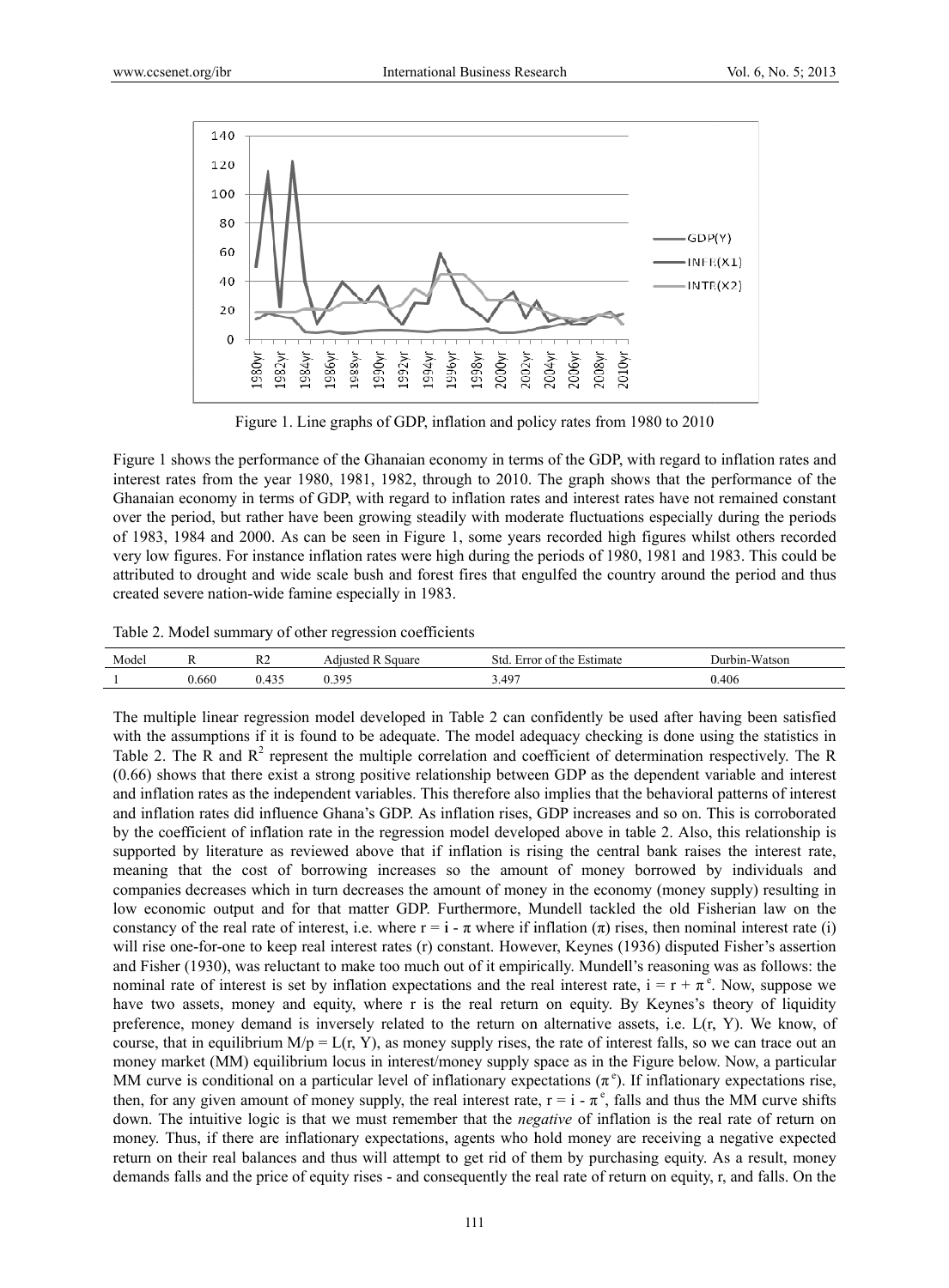Figure 1. Line graphs of GDP, inflation and policy rates from 1980 to 2010

Figure 1 shows the performance of the Ghanaian economy in terms of the GDP, with regard to inflation rates and interest rates from the year 1980, 1981, 1982, through to 2010. The graph shows that the performance of the Ghanaian economy in terms of GDP, with regard to inflation rates and interest rates have not remained constant over the period, but rather have been growing steadily with moderate fluctuations especially during the periods of 1983, 1984 and 2000. As can be seen in Figure 1, some years recorded high figures whilst others recorded very low figures. For instance inflation rates were high during the periods of 1980, 1981 and 1983. This could be attributed to drought and wide scale bush and forest fires that engulfed the country around the period and thus created severe nation-wide famine especially in 1983.

Table 2. Model summary of other regression coefficients

| Model | R | R2 | Adjusted R Square | Std. Error of the Estimate | Durbin-Watson |
|---|---|---|---|---|---|
| 1 | 0.660 | 0.435 | 0.395 | 3.497 | 0.406 |

The multiple linear regression model developed in Table 2 can confidently be used after having been satisfied with the assumptions if it is found to be adequate. The model adequacy checking is done using the statistics in Table 2. The R and $R^2$ represent the multiple correlation and coefficient of determination respectively. The R (0.66) shows that there exist a strong positive relationship between GDP as the dependent variable and interest and inflation rates as the independent variables. This therefore also implies that the behavioral patterns of interest and inflation rates did influence Ghana's GDP. As inflation rises, GDP increases and so on. This is corroborated by the coefficient of inflation rate in the regression model developed above in table 2. Also, this relationship is supported by literature as reviewed above that if inflation is rising the central bank raises the interest rate, meaning that the cost of borrowing increases so the amount of money borrowed by individuals and companies decreases which in turn decreases the amount of money in the economy (money supply) resulting in low economic output and for that matter GDP. Furthermore, Mundell tackled the old Fisherian law on the constancy of the real rate of interest, i.e. where $r = i - \pi$ where if inflation ($\pi$) rises, then nominal interest rate (i) will rise one-for-one to keep real interest rates (r) constant. However, Keynes (1936) disputed Fisher's assertion and Fisher (1930), was reluctant to make too much out of it empirically. Mundell's reasoning was as follows: the nominal rate of interest is set by inflation expectations and the real interest rate, $i = r + \pi^e$. Now, suppose we have two assets, money and equity, where r is the real return on equity. By Keynes's theory of liquidity preference, money demand is inversely related to the return on alternative assets, i.e. L(r, Y). We know, of course, that in equilibrium $M/p = L(r, Y)$, as money supply rises, the rate of interest falls, so we can trace out an money market (MM) equilibrium locus in interest/money supply space as in the Figure below. Now, a particular MM curve is conditional on a particular level of inflationary expectations ($\pi^e$). If inflationary expectations rise, then, for any given amount of money supply, the real interest rate, $r = i - \pi^e$, falls and thus the MM curve shifts down. The intuitive logic is that we must remember that the *negative* of inflation is the real rate of return on money. Thus, if there are inflationary expectations, agents who hold money are receiving a negative expected return on their real balances and thus will attempt to get rid of them by purchasing equity. As a result, money demands falls and the price of equity rises - and consequently the real rate of return on equity, r, and falls. On the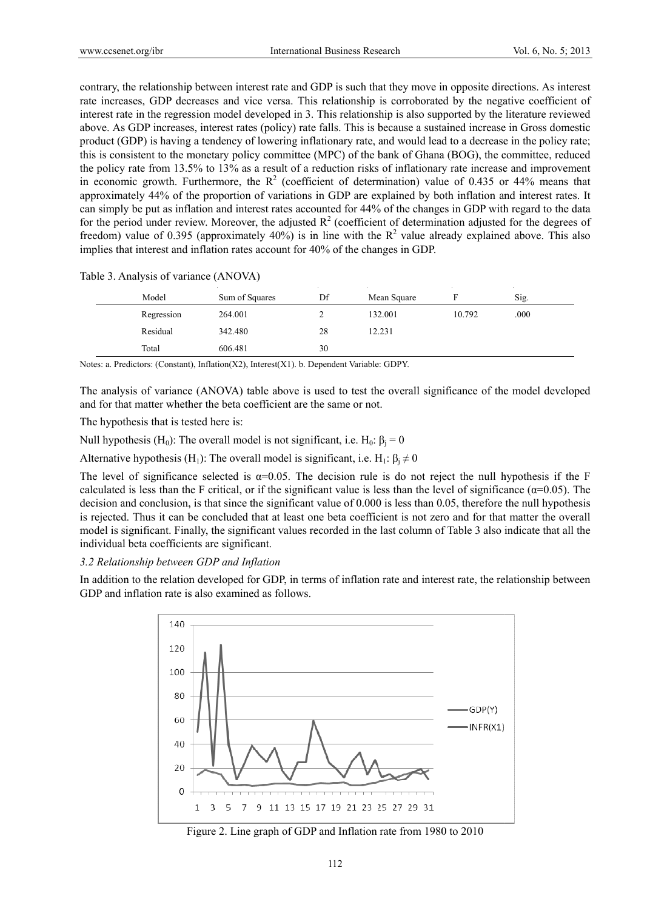contrary, the relationship between interest rate and GDP is such that they move in opposite directions. As interest rate increases, GDP decreases and vice versa. This relationship is corroborated by the negative coefficient of interest rate in the regression model developed in 3. This relationship is also supported by the literature reviewed above. As GDP increases, interest rates (policy) rate falls. This is because a sustained increase in Gross domestic product (GDP) is having a tendency of lowering inflationary rate, and would lead to a decrease in the policy rate; this is consistent to the monetary policy committee (MPC) of the bank of Ghana (BOG), the committee, reduced the policy rate from 13.5% to 13% as a result of a reduction risks of inflationary rate increase and improvement in economic growth. Furthermore, the $R^2$ (coefficient of determination) value of 0.435 or 44% means that approximately 44% of the proportion of variations in GDP are explained by both inflation and interest rates. It can simply be put as inflation and interest rates accounted for 44% of the changes in GDP with regard to the data for the period under review. Moreover, the adjusted $R^2$ (coefficient of determination adjusted for the degrees of freedom) value of 0.395 (approximately 40%) is in line with the $R^2$ value already explained above. This also implies that interest and inflation rates account for 40% of the changes in GDP.

Table 3. Analysis of variance (ANOVA)

| Model | Sum of Squares | Df | Mean Square | F | Sig. |
|---|---|---|---|---|---|
| Regression | 264.001 | 2 | 132.001 | 10.792 | .000 |
| Residual | 342.480 | 28 | 12.231 | | |
| Total | 606.481 | 30 | | | |

Notes: a. Predictors: (Constant), Inflation(X2), Interest(X1). b. Dependent Variable: GDPY.

The analysis of variance (ANOVA) table above is used to test the overall significance of the model developed and for that matter whether the beta coefficient are the same or not.

The hypothesis that is tested here is:

Null hypothesis ($H_0$): The overall model is not significant, i.e. $H_0$: $\beta_j = 0$

Alternative hypothesis ($H_1$): The overall model is significant, i.e. $H_1$: $\beta_j \neq 0$

The level of significance selected is $\alpha$=0.05. The decision rule is do not reject the null hypothesis if the F calculated is less than the F critical, or if the significant value is less than the level of significance ($\alpha$=0.05). The decision and conclusion, is that since the significant value of 0.000 is less than 0.05, therefore the null hypothesis is rejected. Thus it can be concluded that at least one beta coefficient is not zero and for that matter the overall model is significant. Finally, the significant values recorded in the last column of Table 3 also indicate that all the individual beta coefficients are significant.

### *3.2 Relationship between GDP and Inflation*

In addition to the relation developed for GDP, in terms of inflation rate and interest rate, the relationship between GDP and inflation rate is also examined as follows.

Figure 2. Line graph of GDP and Inflation rate from 1980 to 2010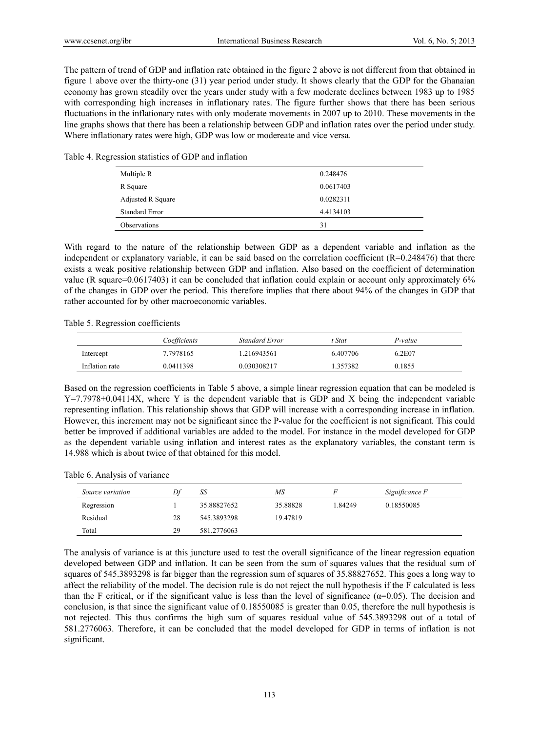The pattern of trend of GDP and inflation rate obtained in the figure 2 above is not different from that obtained in figure 1 above over the thirty-one (31) year period under study. It shows clearly that the GDP for the Ghanaian economy has grown steadily over the years under study with a few moderate declines between 1983 up to 1985 with corresponding high increases in inflationary rates. The figure further shows that there has been serious fluctuations in the inflationary rates with only moderate movements in 2007 up to 2010. These movements in the line graphs shows that there has been a relationship between GDP and inflation rates over the period under study. Where inflationary rates were high, GDP was low or modereate and vice versa.

Table 4. Regression statistics of GDP and inflation

| | |
|---|---|
| Multiple R | 0.248476 |
| R Square | 0.0617403 |
| Adjusted R Square | 0.0282311 |
| Standard Error | 4.4134103 |
| Observations | 31 |

With regard to the nature of the relationship between GDP as a dependent variable and inflation as the independent or explanatory variable, it can be said based on the correlation coefficient (R=0.248476) that there exists a weak positive relationship between GDP and inflation. Also based on the coefficient of determination value (R square=0.0617403) it can be concluded that inflation could explain or account only approximately 6% of the changes in GDP over the period. This therefore implies that there about 94% of the changes in GDP that rather accounted for by other macroeconomic variables.

Table 5. Regression coefficients

| | *Coefficients* | *Standard Error* | *t Stat* | *P-value* |
|---|---|---|---|---|
| Intercept | 7.7978165 | 1.216943561 | 6.407706 | 6.2E07 |
| Inflation rate | 0.0411398 | 0.030308217 | 1.357382 | 0.1855 |

Based on the regression coefficients in Table 5 above, a simple linear regression equation that can be modeled is $Y=7.7978+0.04114X$, where Y is the dependent variable that is GDP and X being the independent variable representing inflation. This relationship shows that GDP will increase with a corresponding increase in inflation. However, this increment may not be significant since the P-value for the coefficient is not significant. This could better be improved if additional variables are added to the model. For instance in the model developed for GDP as the dependent variable using inflation and interest rates as the explanatory variables, the constant term is 14.988 which is about twice of that obtained for this model.

Table 6. Analysis of variance

| *Source variation* | *Df* | *SS* | *MS* | *F* | *Significance F* |
|---|---|---|---|---|---|
| Regression | 1 | 35.88827652 | 35.88828 | 1.84249 | 0.18550085 |
| Residual | 28 | 545.3893298 | 19.47819 | | |
| Total | 29 | 581.2776063 | | | |

The analysis of variance is at this juncture used to test the overall significance of the linear regression equation developed between GDP and inflation. It can be seen from the sum of squares values that the residual sum of squares of 545.3893298 is far bigger than the regression sum of squares of 35.88827652. This goes a long way to affect the reliability of the model. The decision rule is do not reject the null hypothesis if the F calculated is less than the F critical, or if the significant value is less than the level of significance ($\alpha$=0.05). The decision and conclusion, is that since the significant value of 0.18550085 is greater than 0.05, therefore the null hypothesis is not rejected. This thus confirms the high sum of squares residual value of 545.3893298 out of a total of 581.2776063. Therefore, it can be concluded that the model developed for GDP in terms of inflation is not significant.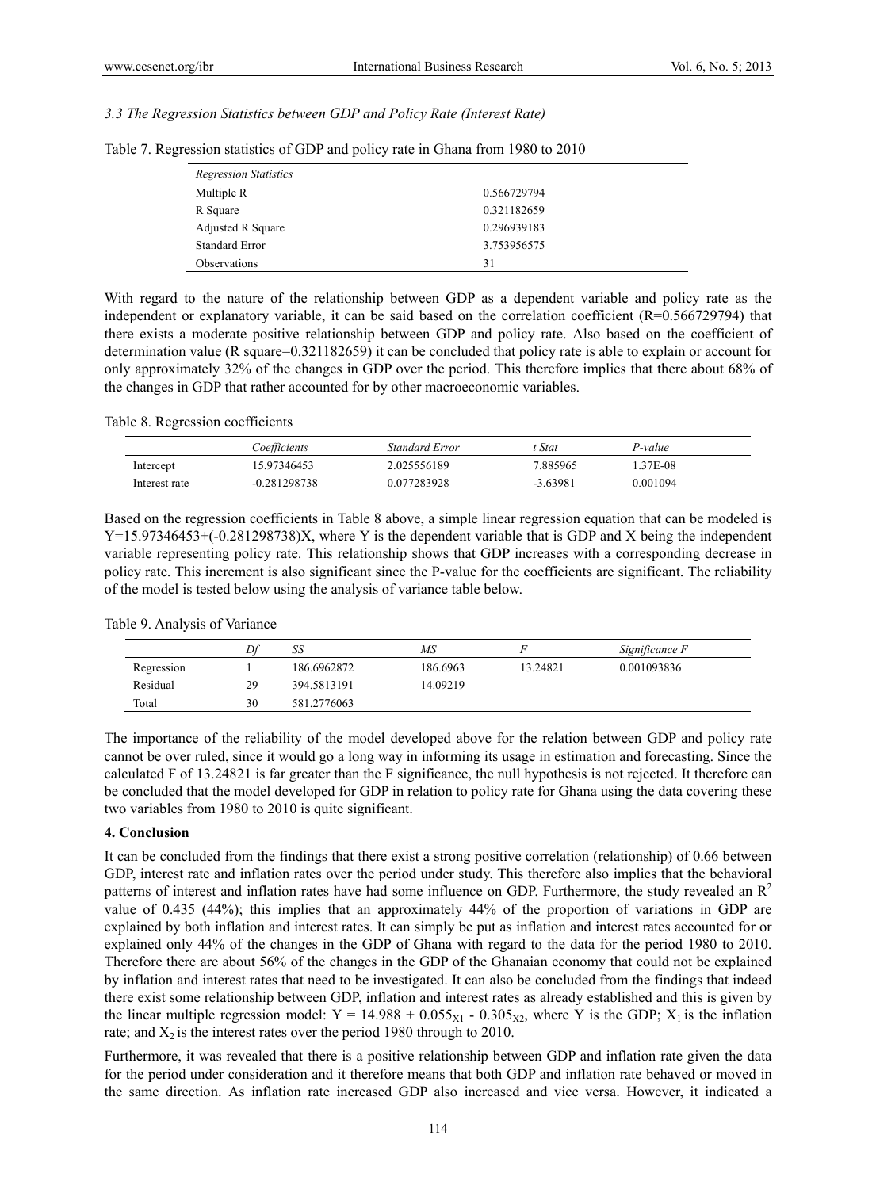### *3.3 The Regression Statistics between GDP and Policy Rate (Interest Rate)*

Table 7. Regression statistics of GDP and policy rate in Ghana from 1980 to 2010

| *Regression Statistics* | |
|---|---|
| Multiple R | 0.566729794 |
| R Square | 0.321182659 |
| Adjusted R Square | 0.296939183 |
| Standard Error | 3.753956575 |
| Observations | 31 |

With regard to the nature of the relationship between GDP as a dependent variable and policy rate as the independent or explanatory variable, it can be said based on the correlation coefficient (R=0.566729794) that there exists a moderate positive relationship between GDP and policy rate. Also based on the coefficient of determination value (R square=0.321182659) it can be concluded that policy rate is able to explain or account for only approximately 32% of the changes in GDP over the period. This therefore implies that there about 68% of the changes in GDP that rather accounted for by other macroeconomic variables.

Table 8. Regression coefficients

| | *Coefficients* | *Standard Error* | *t Stat* | *P-value* |
|---|---|---|---|---|
| Intercept | 15.97346453 | 2.025556189 | 7.885965 | 1.37E-08 |
| Interest rate | -0.281298738 | 0.077283928 | -3.63981 | 0.001094 |

Based on the regression coefficients in Table 8 above, a simple linear regression equation that can be modeled is Y=15.97346453+(-0.281298738)X, where Y is the dependent variable that is GDP and X being the independent variable representing policy rate. This relationship shows that GDP increases with a corresponding decrease in policy rate. This increment is also significant since the P-value for the coefficients are significant. The reliability of the model is tested below using the analysis of variance table below.

Table 9. Analysis of Variance

| | *Df* | *SS* | *MS* | *F* | *Significance F* |
|---|---|---|---|---|---|
| Regression | 1 | 186.6962872 | 186.6963 | 13.24821 | 0.001093836 |
| Residual | 29 | 394.5813191 | 14.09219 | | |
| Total | 30 | 581.2776063 | | | |

The importance of the reliability of the model developed above for the relation between GDP and policy rate cannot be over ruled, since it would go a long way in informing its usage in estimation and forecasting. Since the calculated F of 13.24821 is far greater than the F significance, the null hypothesis is not rejected. It therefore can be concluded that the model developed for GDP in relation to policy rate for Ghana using the data covering these two variables from 1980 to 2010 is quite significant.

## 4. Conclusion

It can be concluded from the findings that there exist a strong positive correlation (relationship) of 0.66 between GDP, interest rate and inflation rates over the period under study. This therefore also implies that the behavioral patterns of interest and inflation rates have had some influence on GDP. Furthermore, the study revealed an $R^2$ value of 0.435 (44%); this implies that an approximately 44% of the proportion of variations in GDP are explained by both inflation and interest rates. It can simply be put as inflation and interest rates accounted for or explained only 44% of the changes in the GDP of Ghana with regard to the data for the period 1980 to 2010. Therefore there are about 56% of the changes in the GDP of the Ghanaian economy that could not be explained by inflation and interest rates that need to be investigated. It can also be concluded from the findings that indeed there exist some relationship between GDP, inflation and interest rates as already established and this is given by the linear multiple regression model: $Y = 14.988 + 0.055_{X1} - 0.305_{X2}$, where Y is the GDP; $X_1$ is the inflation rate; and $X_2$ is the interest rates over the period 1980 through to 2010.

Furthermore, it was revealed that there is a positive relationship between GDP and inflation rate given the data for the period under consideration and it therefore means that both GDP and inflation rate behaved or moved in the same direction. As inflation rate increased GDP also increased and vice versa. However, it indicated a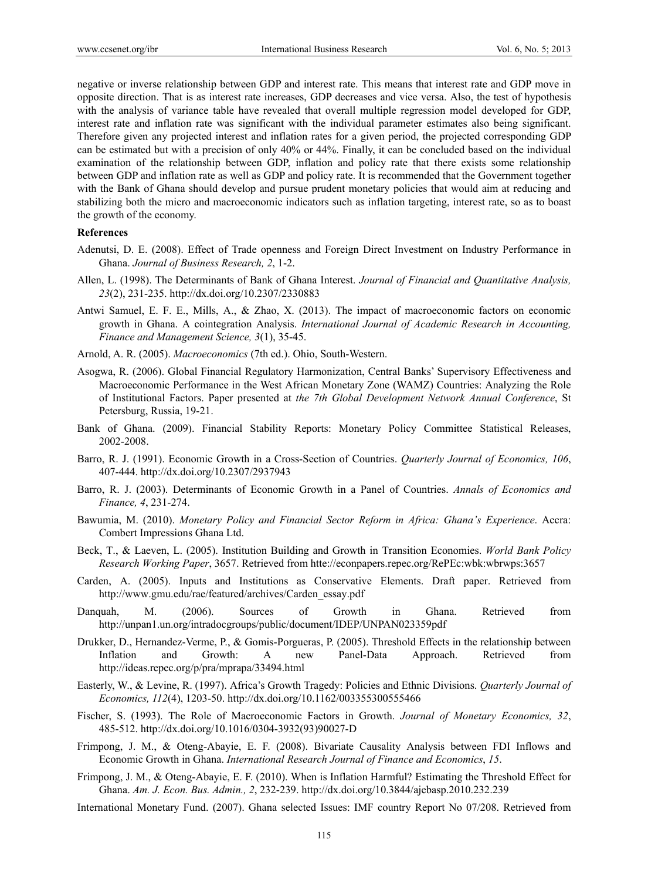negative or inverse relationship between GDP and interest rate. This means that interest rate and GDP move in opposite direction. That is as interest rate increases, GDP decreases and vice versa. Also, the test of hypothesis with the analysis of variance table have revealed that overall multiple regression model developed for GDP, interest rate and inflation rate was significant with the individual parameter estimates also being significant. Therefore given any projected interest and inflation rates for a given period, the projected corresponding GDP can be estimated but with a precision of only 40% or 44%. Finally, it can be concluded based on the individual examination of the relationship between GDP, inflation and policy rate that there exists some relationship between GDP and inflation rate as well as GDP and policy rate. It is recommended that the Government together with the Bank of Ghana should develop and pursue prudent monetary policies that would aim at reducing and stabilizing both the micro and macroeconomic indicators such as inflation targeting, interest rate, so as to boast the growth of the economy.

## References

Adenutsi, D. E. (2008). Effect of Trade openness and Foreign Direct Investment on Industry Performance in Ghana. *Journal of Business Research, 2*, 1-2.

Allen, L. (1998). The Determinants of Bank of Ghana Interest. *Journal of Financial and Quantitative Analysis, 23*(2), 231-235. http://dx.doi.org/10.2307/2330883

Antwi Samuel, E. F. E., Mills, A., & Zhao, X. (2013). The impact of macroeconomic factors on economic growth in Ghana. A cointegration Analysis. *International Journal of Academic Research in Accounting, Finance and Management Science, 3*(1), 35-45.

Arnold, A. R. (2005). *Macroeconomics* (7th ed.). Ohio, South-Western.

Asogwa, R. (2006). Global Financial Regulatory Harmonization, Central Banks' Supervisory Effectiveness and Macroeconomic Performance in the West African Monetary Zone (WAMZ) Countries: Analyzing the Role of Institutional Factors. Paper presented at *the 7th Global Development Network Annual Conference*, St Petersburg, Russia, 19-21.

Bank of Ghana. (2009). Financial Stability Reports: Monetary Policy Committee Statistical Releases, 2002-2008.

Barro, R. J. (1991). Economic Growth in a Cross-Section of Countries. *Quarterly Journal of Economics, 106*, 407-444. http://dx.doi.org/10.2307/2937943

Barro, R. J. (2003). Determinants of Economic Growth in a Panel of Countries. *Annals of Economics and Finance, 4*, 231-274.

Bawumia, M. (2010). *Monetary Policy and Financial Sector Reform in Africa: Ghana's Experience*. Accra: Combert Impressions Ghana Ltd.

Beck, T., & Laeven, L. (2005). Institution Building and Growth in Transition Economies. *World Bank Policy Research Working Paper*, 3657. Retrieved from htte://econpapers.repec.org/RePEc:wbk:wbrwps:3657

Carden, A. (2005). Inputs and Institutions as Conservative Elements. Draft paper. Retrieved from http://www.gmu.edu/rae/featured/archives/Carden_essay.pdf

Danquah, M. (2006). Sources of Growth in Ghana. Retrieved from http://unpan1.un.org/intradocgroups/public/document/IDEP/UNPAN023359pdf

Drukker, D., Hernandez-Verme, P., & Gomis-Porgueras, P. (2005). Threshold Effects in the relationship between Inflation and Growth: A new Panel-Data Approach. Retrieved from http://ideas.repec.org/p/pra/mprapa/33494.html

Easterly, W., & Levine, R. (1997). Africa's Growth Tragedy: Policies and Ethnic Divisions. *Quarterly Journal of Economics, 112*(4), 1203-50. http://dx.doi.org/10.1162/003355300555466

Fischer, S. (1993). The Role of Macroeconomic Factors in Growth. *Journal of Monetary Economics, 32*, 485-512. http://dx.doi.org/10.1016/0304-3932(93)90027-D

Frimpong, J. M., & Oteng-Abayie, E. F. (2008). Bivariate Causality Analysis between FDI Inflows and Economic Growth in Ghana. *International Research Journal of Finance and Economics*, *15*.

Frimpong, J. M., & Oteng-Abayie, E. F. (2010). When is Inflation Harmful? Estimating the Threshold Effect for Ghana. *Am. J. Econ. Bus. Admin., 2*, 232-239. http://dx.doi.org/10.3844/ajebasp.2010.232.239

International Monetary Fund. (2007). Ghana selected Issues: IMF country Report No 07/208. Retrieved from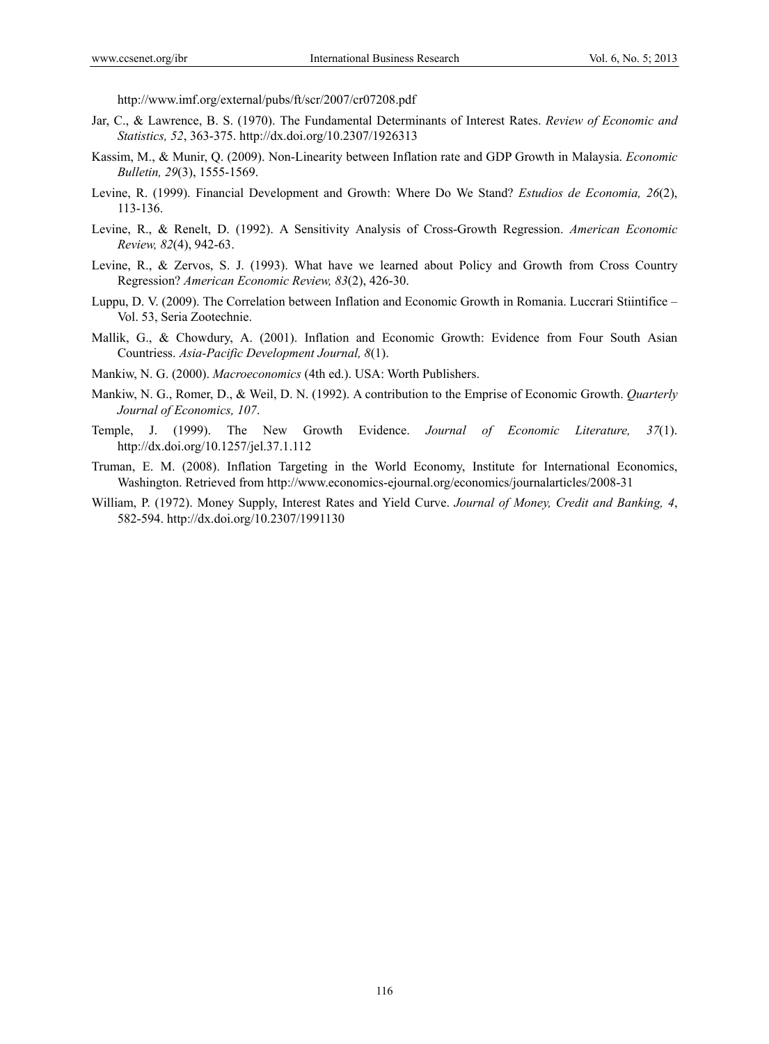http://www.imf.org/external/pubs/ft/scr/2007/cr07208.pdf

Jar, C., & Lawrence, B. S. (1970). The Fundamental Determinants of Interest Rates. *Review of Economic and Statistics, 52*, 363-375. http://dx.doi.org/10.2307/1926313

Kassim, M., & Munir, Q. (2009). Non-Linearity between Inflation rate and GDP Growth in Malaysia. *Economic Bulletin, 29*(3), 1555-1569.

Levine, R. (1999). Financial Development and Growth: Where Do We Stand? *Estudios de Economia, 26*(2), 113-136.

Levine, R., & Renelt, D. (1992). A Sensitivity Analysis of Cross-Growth Regression. *American Economic Review, 82*(4), 942-63.

Levine, R., & Zervos, S. J. (1993). What have we learned about Policy and Growth from Cross Country Regression? *American Economic Review, 83*(2), 426-30.

Luppu, D. V. (2009). The Correlation between Inflation and Economic Growth in Romania. Luccrari Stiintifice – Vol. 53, Seria Zootechnie.

Mallik, G., & Chowdury, A. (2001). Inflation and Economic Growth: Evidence from Four South Asian Countriess. *Asia-Pacific Development Journal, 8*(1).

Mankiw, N. G. (2000). *Macroeconomics* (4th ed.). USA: Worth Publishers.

Mankiw, N. G., Romer, D., & Weil, D. N. (1992). A contribution to the Emprise of Economic Growth. *Quarterly Journal of Economics, 107*.

Temple, J. (1999). The New Growth Evidence. *Journal of Economic Literature, 37*(1). http://dx.doi.org/10.1257/jel.37.1.112

Truman, E. M. (2008). Inflation Targeting in the World Economy, Institute for International Economics, Washington. Retrieved from http://www.economics-ejournal.org/economics/journalarticles/2008-31

William, P. (1972). Money Supply, Interest Rates and Yield Curve. *Journal of Money, Credit and Banking, 4*, 582-594. http://dx.doi.org/10.2307/1991130